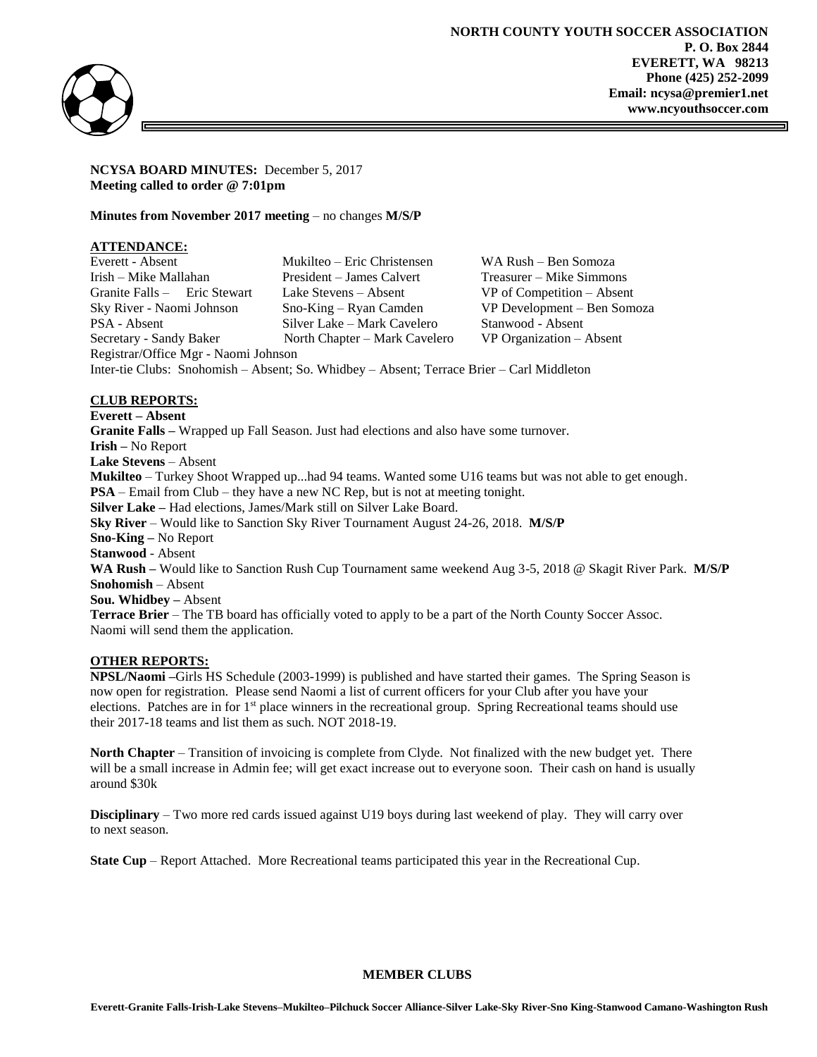**NORTH COUNTY YOUTH SOCCER ASSOCIATION**
**P. O. Box 2844**
**EVERETT, WA 98213**
**Phone (425) 252-2099**
**Email: ncysa@premier1.net**
**www.ncyouthsoccer.com**

**NCYSA BOARD MINUTES:** December 5, 2017
**Meeting called to order @ 7:01pm**

**Minutes from November 2017 meeting** – no changes **M/S/P**

## ATTENDANCE:

| | | |
|---|---|---|
| Everett - Absent | Mukilteo – Eric Christensen | WA Rush – Ben Somoza |
| Irish – Mike Mallahan | President – James Calvert | Treasurer – Mike Simmons |
| Granite Falls – Eric Stewart | Lake Stevens – Absent | VP of Competition – Absent |
| Sky River - Naomi Johnson | Sno-King – Ryan Camden | VP Development – Ben Somoza |
| PSA - Absent | Silver Lake – Mark Cavelero | Stanwood - Absent |
| Secretary - Sandy Baker | North Chapter – Mark Cavelero | VP Organization – Absent |

Registrar/Office Mgr - Naomi Johnson
Inter-tie Clubs: Snohomish – Absent; So. Whidbey – Absent; Terrace Brier – Carl Middleton

## CLUB REPORTS:

**Everett – Absent**
**Granite Falls –** Wrapped up Fall Season. Just had elections and also have some turnover.
**Irish –** No Report
**Lake Stevens** – Absent
**Mukilteo** – Turkey Shoot Wrapped up...had 94 teams. Wanted some U16 teams but was not able to get enough.
**PSA** – Email from Club – they have a new NC Rep, but is not at meeting tonight.
**Silver Lake –** Had elections, James/Mark still on Silver Lake Board.
**Sky River** – Would like to Sanction Sky River Tournament August 24-26, 2018. **M/S/P**
**Sno-King –** No Report
**Stanwood** - Absent
**WA Rush –** Would like to Sanction Rush Cup Tournament same weekend Aug 3-5, 2018 @ Skagit River Park. **M/S/P**
**Snohomish** – Absent
**Sou. Whidbey –** Absent
**Terrace Brier** – The TB board has officially voted to apply to be a part of the North County Soccer Assoc. Naomi will send them the application.

## OTHER REPORTS:

**NPSL/Naomi –**Girls HS Schedule (2003-1999) is published and have started their games. The Spring Season is now open for registration. Please send Naomi a list of current officers for your Club after you have your elections. Patches are in for 1st place winners in the recreational group. Spring Recreational teams should use their 2017-18 teams and list them as such. NOT 2018-19.

**North Chapter** – Transition of invoicing is complete from Clyde. Not finalized with the new budget yet. There will be a small increase in Admin fee; will get exact increase out to everyone soon. Their cash on hand is usually around $30k

**Disciplinary** – Two more red cards issued against U19 boys during last weekend of play. They will carry over to next season.

**State Cup** – Report Attached. More Recreational teams participated this year in the Recreational Cup.

**MEMBER CLUBS**

**Everett-Granite Falls-Irish-Lake Stevens–Mukilteo–Pilchuck Soccer Alliance-Silver Lake-Sky River-Sno King-Stanwood Camano-Washington Rush**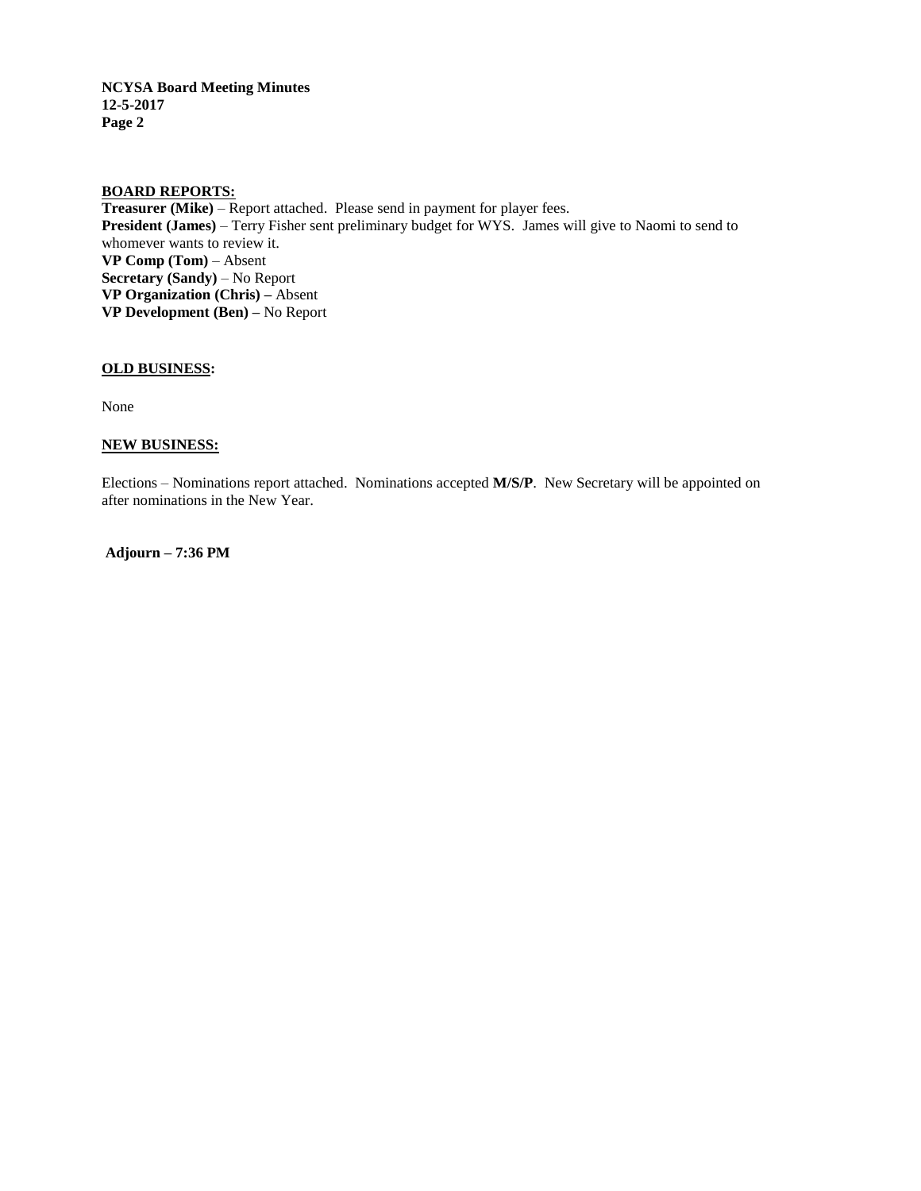**BOARD REPORTS:**

**Treasurer (Mike)** – Report attached. Please send in payment for player fees.
**President (James)** – Terry Fisher sent preliminary budget for WYS. James will give to Naomi to send to whomever wants to review it.
**VP Comp (Tom)** – Absent
**Secretary (Sandy)** – No Report
**VP Organization (Chris) –** Absent
**VP Development (Ben) –** No Report

**OLD BUSINESS:**

None

**NEW BUSINESS:**

Elections – Nominations report attached. Nominations accepted **M/S/P**. New Secretary will be appointed on after nominations in the New Year.

**Adjourn – 7:36 PM**